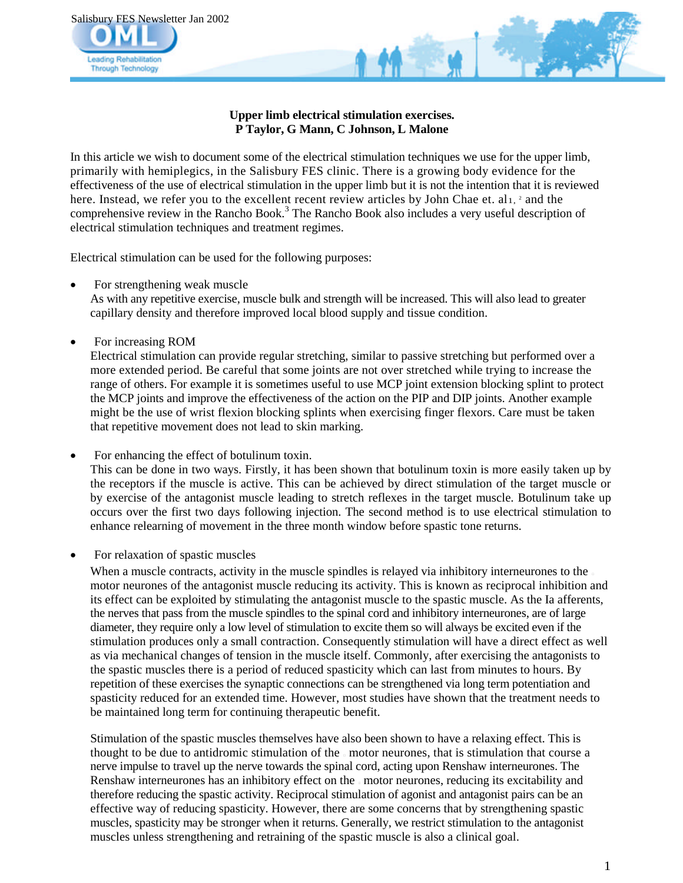## Upper limb electrical stimulation exercises.

**P Taylor, G Mann, C Johnson, L Malone**

In this article we wish to document some of the electrical stimulation techniques we use for the upper limb, primarily with hemiplegics, in the Salisbury FES clinic. There is a growing body evidence for the effectiveness of the use of electrical stimulation in the upper limb but it is not the intention that it is reviewed here. Instead, we refer you to the excellent recent review articles by John Chae et. al[1, 2] and the comprehensive review in the Rancho Book.[3] The Rancho Book also includes a very useful description of electrical stimulation techniques and treatment regimes.

Electrical stimulation can be used for the following purposes:

- For strengthening weak muscle
  As with any repetitive exercise, muscle bulk and strength will be increased. This will also lead to greater capillary density and therefore improved local blood supply and tissue condition.

- For increasing ROM
  Electrical stimulation can provide regular stretching, similar to passive stretching but performed over a more extended period. Be careful that some joints are not over stretched while trying to increase the range of others. For example it is sometimes useful to use MCP joint extension blocking splint to protect the MCP joints and improve the effectiveness of the action on the PIP and DIP joints. Another example might be the use of wrist flexion blocking splints when exercising finger flexors. Care must be taken that repetitive movement does not lead to skin marking.

- For enhancing the effect of botulinum toxin.
  This can be done in two ways. Firstly, it has been shown that botulinum toxin is more easily taken up by the receptors if the muscle is active. This can be achieved by direct stimulation of the target muscle or by exercise of the antagonist muscle leading to stretch reflexes in the target muscle. Botulinum take up occurs over the first two days following injection. The second method is to use electrical stimulation to enhance relearning of movement in the three month window before spastic tone returns.

- For relaxation of spastic muscles
  When a muscle contracts, activity in the muscle spindles is relayed via inhibitory interneurones to the α motor neurones of the antagonist muscle reducing its activity. This is known as reciprocal inhibition and its effect can be exploited by stimulating the antagonist muscle to the spastic muscle. As the Ia afferents, the nerves that pass from the muscle spindles to the spinal cord and inhibitory interneurones, are of large diameter, they require only a low level of stimulation to excite them so will always be excited even if the stimulation produces only a small contraction. Consequently stimulation will have a direct effect as well as via mechanical changes of tension in the muscle itself. Commonly, after exercising the antagonists to the spastic muscles there is a period of reduced spasticity which can last from minutes to hours. By repetition of these exercises the synaptic connections can be strengthened via long term potentiation and spasticity reduced for an extended time. However, most studies have shown that the treatment needs to be maintained long term for continuing therapeutic benefit.

  Stimulation of the spastic muscles themselves have also been shown to have a relaxing effect. This is thought to be due to antidromic stimulation of the α motor neurones, that is stimulation that course a nerve impulse to travel up the nerve towards the spinal cord, acting upon Renshaw interneurones. The Renshaw interneurones has an inhibitory effect on the α motor neurones, reducing its excitability and therefore reducing the spastic activity. Reciprocal stimulation of agonist and antagonist pairs can be an effective way of reducing spasticity. However, there are some concerns that by strengthening spastic muscles, spasticity may be stronger when it returns. Generally, we restrict stimulation to the antagonist muscles unless strengthening and retraining of the spastic muscle is also a clinical goal.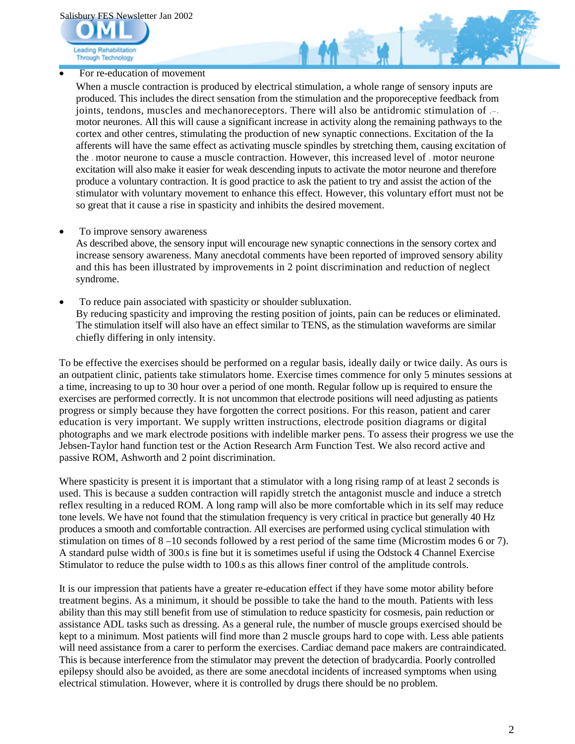- For re-education of movement

  When a muscle contraction is produced by electrical stimulation, a whole range of sensory inputs are produced. This includes the direct sensation from the stimulation and the proporeceptive feedback from joints, tendons, muscles and mechanoreceptors. There will also be antidromic stimulation of α motor neurones. All this will cause a significant increase in activity along the remaining pathways to the cortex and other centres, stimulating the production of new synaptic connections. Excitation of the Ia afferents will have the same effect as activating muscle spindles by stretching them, causing excitation of the α motor neurone to cause a muscle contraction. However, this increased level of α motor neurone excitation will also make it easier for weak descending inputs to activate the motor neurone and therefore produce a voluntary contraction. It is good practice to ask the patient to try and assist the action of the stimulator with voluntary movement to enhance this effect. However, this voluntary effort must not be so great that it cause a rise in spasticity and inhibits the desired movement.

- To improve sensory awareness

  As described above, the sensory input will encourage new synaptic connections in the sensory cortex and increase sensory awareness. Many anecdotal comments have been reported of improved sensory ability and this has been illustrated by improvements in 2 point discrimination and reduction of neglect syndrome.

- To reduce pain associated with spasticity or shoulder subluxation.

  By reducing spasticity and improving the resting position of joints, pain can be reduces or eliminated. The stimulation itself will also have an effect similar to TENS, as the stimulation waveforms are similar chiefly differing in only intensity.

To be effective the exercises should be performed on a regular basis, ideally daily or twice daily. As ours is an outpatient clinic, patients take stimulators home. Exercise times commence for only 5 minutes sessions at a time, increasing to up to 30 hour over a period of one month. Regular follow up is required to ensure the exercises are performed correctly. It is not uncommon that electrode positions will need adjusting as patients progress or simply because they have forgotten the correct positions. For this reason, patient and carer education is very important. We supply written instructions, electrode position diagrams or digital photographs and we mark electrode positions with indelible marker pens. To assess their progress we use the Jebsen-Taylor hand function test or the Action Research Arm Function Test. We also record active and passive ROM, Ashworth and 2 point discrimination.

Where spasticity is present it is important that a stimulator with a long rising ramp of at least 2 seconds is used. This is because a sudden contraction will rapidly stretch the antagonist muscle and induce a stretch reflex resulting in a reduced ROM. A long ramp will also be more comfortable which in its self may reduce tone levels. We have not found that the stimulation frequency is very critical in practice but generally 40 Hz produces a smooth and comfortable contraction. All exercises are performed using cyclical stimulation with stimulation on times of 8 –10 seconds followed by a rest period of the same time (Microstim modes 6 or 7). A standard pulse width of 300μs is fine but it is sometimes useful if using the Odstock 4 Channel Exercise Stimulator to reduce the pulse width to 100μs as this allows finer control of the amplitude controls.

It is our impression that patients have a greater re-education effect if they have some motor ability before treatment begins. As a minimum, it should be possible to take the hand to the mouth. Patients with less ability than this may still benefit from use of stimulation to reduce spasticity for cosmesis, pain reduction or assistance ADL tasks such as dressing. As a general rule, the number of muscle groups exercised should be kept to a minimum. Most patients will find more than 2 muscle groups hard to cope with. Less able patients will need assistance from a carer to perform the exercises. Cardiac demand pace makers are contraindicated. This is because interference from the stimulator may prevent the detection of bradycardia. Poorly controlled epilepsy should also be avoided, as there are some anecdotal incidents of increased symptoms when using electrical stimulation. However, where it is controlled by drugs there should be no problem.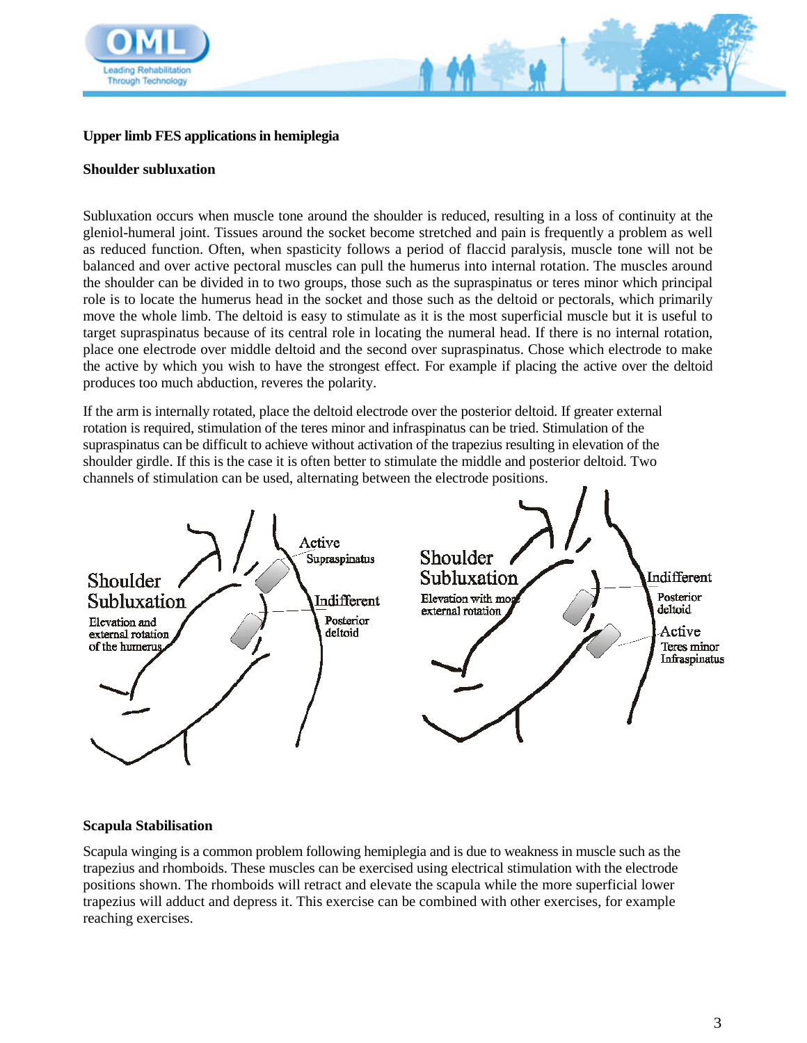**Upper limb FES applications in hemiplegia**

**Shoulder subluxation**

Subluxation occurs when muscle tone around the shoulder is reduced, resulting in a loss of continuity at the gleniol-humeral joint. Tissues around the socket become stretched and pain is frequently a problem as well as reduced function. Often, when spasticity follows a period of flaccid paralysis, muscle tone will not be balanced and over active pectoral muscles can pull the humerus into internal rotation. The muscles around the shoulder can be divided in to two groups, those such as the supraspinatus or teres minor which principal role is to locate the humerus head in the socket and those such as the deltoid or pectorals, which primarily move the whole limb. The deltoid is easy to stimulate as it is the most superficial muscle but it is useful to target supraspinatus because of its central role in locating the numeral head. If there is no internal rotation, place one electrode over middle deltoid and the second over supraspinatus. Chose which electrode to make the active by which you wish to have the strongest effect. For example if placing the active over the deltoid produces too much abduction, reveres the polarity.

If the arm is internally rotated, place the deltoid electrode over the posterior deltoid. If greater external rotation is required, stimulation of the teres minor and infraspinatus can be tried. Stimulation of the supraspinatus can be difficult to achieve without activation of the trapezius resulting in elevation of the shoulder girdle. If this is the case it is often better to stimulate the middle and posterior deltoid. Two channels of stimulation can be used, alternating between the electrode positions.

Shoulder Subluxation
Elevation and external rotation of the humerus
Active – Supraspinatus
Indifferent – Posterior deltoid

Shoulder Subluxation
Elevation with more external rotation
Indifferent – Posterior deltoid
Active – Teres minor Infraspinatus

**Scapula Stabilisation**

Scapula winging is a common problem following hemiplegia and is due to weakness in muscle such as the trapezius and rhomboids. These muscles can be exercised using electrical stimulation with the electrode positions shown. The rhomboids will retract and elevate the scapula while the more superficial lower trapezius will adduct and depress it. This exercise can be combined with other exercises, for example reaching exercises.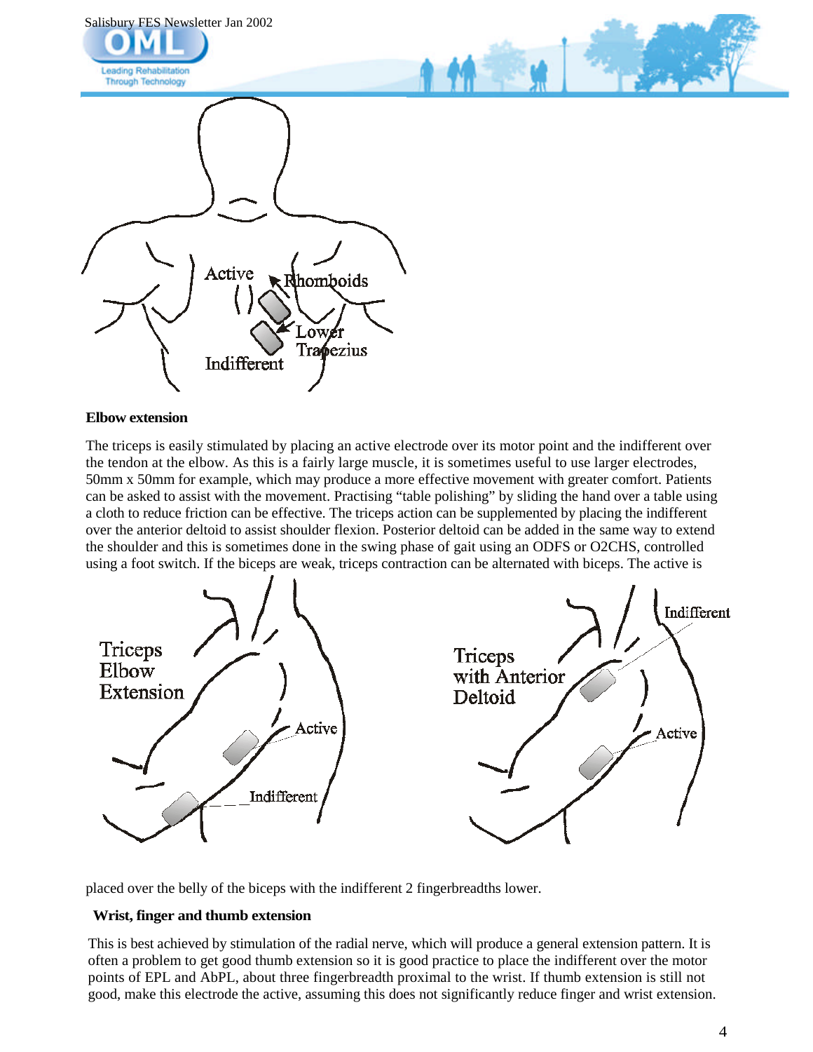## Elbow extension

The triceps is easily stimulated by placing an active electrode over its motor point and the indifferent over the tendon at the elbow. As this is a fairly large muscle, it is sometimes useful to use larger electrodes, 50mm x 50mm for example, which may produce a more effective movement with greater comfort. Patients can be asked to assist with the movement. Practising "table polishing" by sliding the hand over a table using a cloth to reduce friction can be effective. The triceps action can be supplemented by placing the indifferent over the anterior deltoid to assist shoulder flexion. Posterior deltoid can be added in the same way to extend the shoulder and this is sometimes done in the swing phase of gait using an ODFS or O2CHS, controlled using a foot switch. If the biceps are weak, triceps contraction can be alternated with biceps. The active is placed over the belly of the biceps with the indifferent 2 fingerbreadths lower.

## Wrist, finger and thumb extension

This is best achieved by stimulation of the radial nerve, which will produce a general extension pattern. It is often a problem to get good thumb extension so it is good practice to place the indifferent over the motor points of EPL and AbPL, about three fingerbreadth proximal to the wrist. If thumb extension is still not good, make this electrode the active, assuming this does not significantly reduce finger and wrist extension.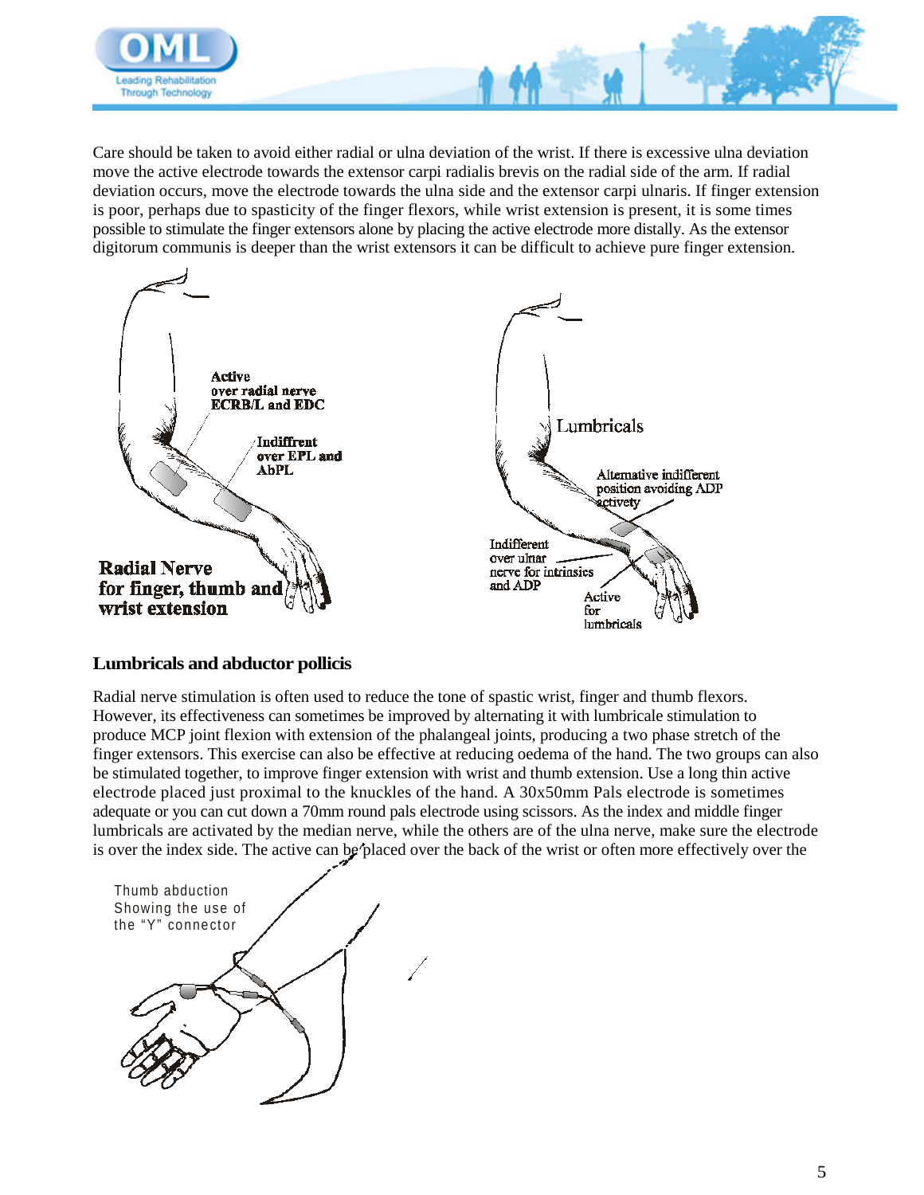Care should be taken to avoid either radial or ulna deviation of the wrist. If there is excessive ulna deviation move the active electrode towards the extensor carpi radialis brevis on the radial side of the arm. If radial deviation occurs, move the electrode towards the ulna side and the extensor carpi ulnaris. If finger extension is poor, perhaps due to spasticity of the finger flexors, while wrist extension is present, it is some times possible to stimulate the finger extensors alone by placing the active electrode more distally. As the extensor digitorum communis is deeper than the wrist extensors it can be difficult to achieve pure finger extension.

Active over radial nerve ECRB/L and EDC

Indiffrent over EPL and AbPL

**Radial Nerve for finger, thumb and wrist extension**

Lumbricals

Alternative indifferent position avoiding ADP activety

Indifferent over ulnar nerve for intrinsics and ADP

Active for lumbricals

### Lumbricals and abductor pollicis

Radial nerve stimulation is often used to reduce the tone of spastic wrist, finger and thumb flexors. However, its effectiveness can sometimes be improved by alternating it with lumbricale stimulation to produce MCP joint flexion with extension of the phalangeal joints, producing a two phase stretch of the finger extensors. This exercise can also be effective at reducing oedema of the hand. The two groups can also be stimulated together, to improve finger extension with wrist and thumb extension. Use a long thin active electrode placed just proximal to the knuckles of the hand. A 30x50mm Pals electrode is sometimes adequate or you can cut down a 70mm round pals electrode using scissors. As the index and middle finger lumbricals are activated by the median nerve, while the others are of the ulna nerve, make sure the electrode is over the index side. The active can be placed over the back of the wrist or often more effectively over the

Thumb abduction Showing the use of the "Y" connector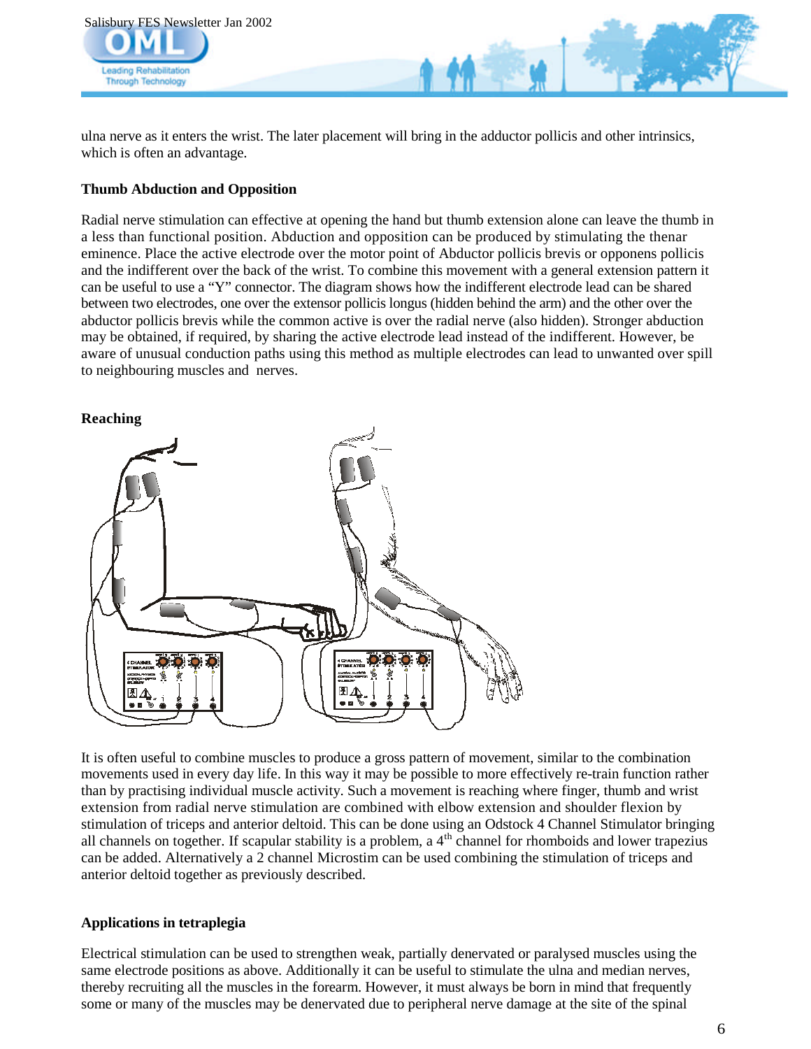ulna nerve as it enters the wrist. The later placement will bring in the adductor pollicis and other intrinsics, which is often an advantage.

### Thumb Abduction and Opposition

Radial nerve stimulation can effective at opening the hand but thumb extension alone can leave the thumb in a less than functional position. Abduction and opposition can be produced by stimulating the thenar eminence. Place the active electrode over the motor point of Abductor pollicis brevis or opponens pollicis and the indifferent over the back of the wrist. To combine this movement with a general extension pattern it can be useful to use a "Y" connector. The diagram shows how the indifferent electrode lead can be shared between two electrodes, one over the extensor pollicis longus (hidden behind the arm) and the other over the abductor pollicis brevis while the common active is over the radial nerve (also hidden). Stronger abduction may be obtained, if required, by sharing the active electrode lead instead of the indifferent. However, be aware of unusual conduction paths using this method as multiple electrodes can lead to unwanted over spill to neighbouring muscles and nerves.

### Reaching

It is often useful to combine muscles to produce a gross pattern of movement, similar to the combination movements used in every day life. In this way it may be possible to more effectively re-train function rather than by practising individual muscle activity. Such a movement is reaching where finger, thumb and wrist extension from radial nerve stimulation are combined with elbow extension and shoulder flexion by stimulation of triceps and anterior deltoid. This can be done using an Odstock 4 Channel Stimulator bringing all channels on together. If scapular stability is a problem, a 4th channel for rhomboids and lower trapezius can be added. Alternatively a 2 channel Microstim can be used combining the stimulation of triceps and anterior deltoid together as previously described.

### Applications in tetraplegia

Electrical stimulation can be used to strengthen weak, partially denervated or paralysed muscles using the same electrode positions as above. Additionally it can be useful to stimulate the ulna and median nerves, thereby recruiting all the muscles in the forearm. However, it must always be born in mind that frequently some or many of the muscles may be denervated due to peripheral nerve damage at the site of the spinal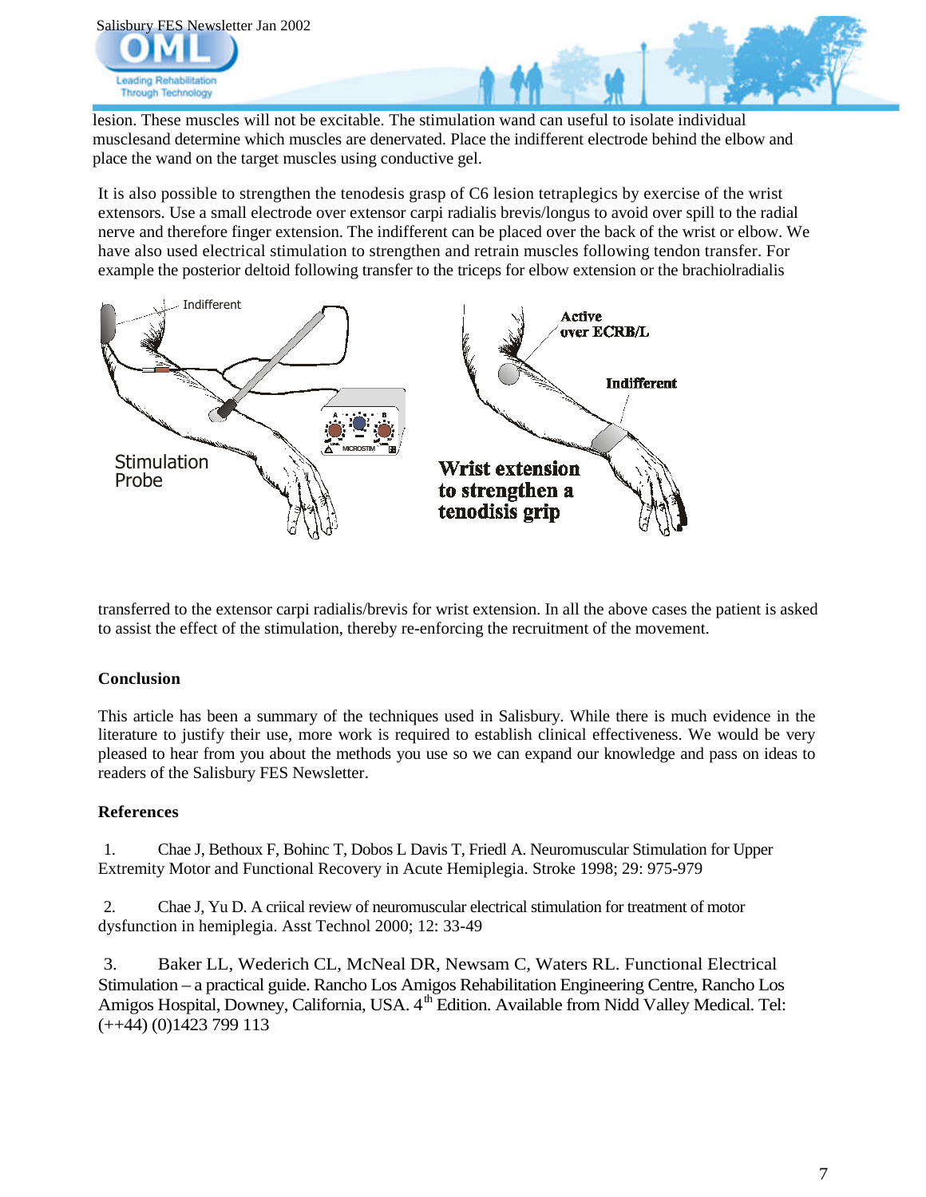lesion. These muscles will not be excitable. The stimulation wand can useful to isolate individual musclesand determine which muscles are denervated. Place the indifferent electrode behind the elbow and place the wand on the target muscles using conductive gel.

It is also possible to strengthen the tenodesis grasp of C6 lesion tetraplegics by exercise of the wrist extensors. Use a small electrode over extensor carpi radialis brevis/longus to avoid over spill to the radial nerve and therefore finger extension. The indifferent can be placed over the back of the wrist or elbow. We have also used electrical stimulation to strengthen and retrain muscles following tendon transfer. For example the posterior deltoid following transfer to the triceps for elbow extension or the brachiolradialis

Indifferent

Stimulation Probe

Active over ECRB/L

Indifferent

Wrist extension to strengthen a tenodisis grip

transferred to the extensor carpi radialis/brevis for wrist extension. In all the above cases the patient is asked to assist the effect of the stimulation, thereby re-enforcing the recruitment of the movement.

**Conclusion**

This article has been a summary of the techniques used in Salisbury. While there is much evidence in the literature to justify their use, more work is required to establish clinical effectiveness. We would be very pleased to hear from you about the methods you use so we can expand our knowledge and pass on ideas to readers of the Salisbury FES Newsletter.

**References**

1. Chae J, Bethoux F, Bohinc T, Dobos L Davis T, Friedl A. Neuromuscular Stimulation for Upper Extremity Motor and Functional Recovery in Acute Hemiplegia. Stroke 1998; 29: 975-979

2. Chae J, Yu D. A criical review of neuromuscular electrical stimulation for treatment of motor dysfunction in hemiplegia. Asst Technol 2000; 12: 33-49

3. Baker LL, Wederich CL, McNeal DR, Newsam C, Waters RL. Functional Electrical Stimulation – a practical guide. Rancho Los Amigos Rehabilitation Engineering Centre, Rancho Los Amigos Hospital, Downey, California, USA. 4th Edition. Available from Nidd Valley Medical. Tel: (++44) (0)1423 799 113